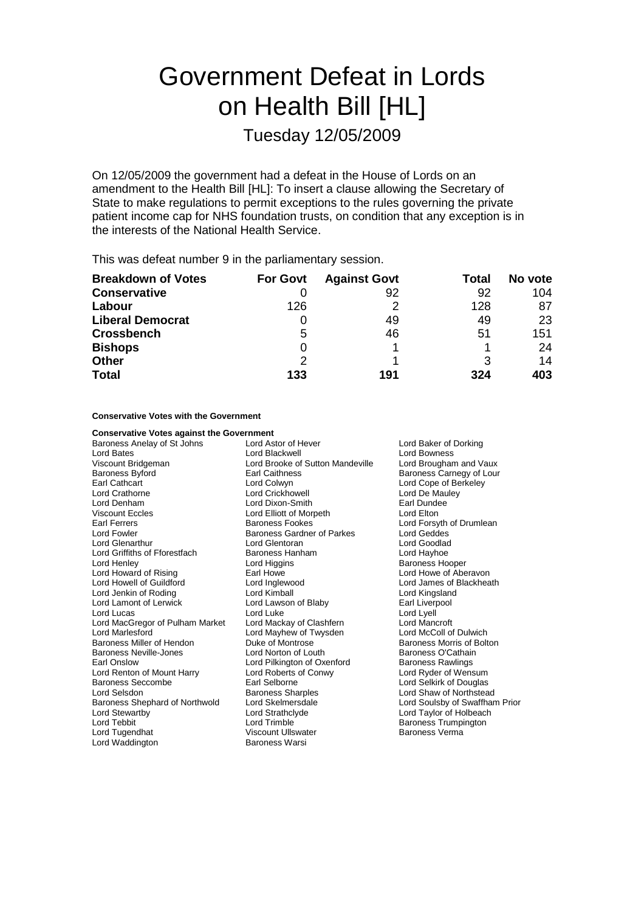# Government Defeat in Lords on Health Bill [HL]

## Tuesday 12/05/2009

On 12/05/2009 the government had a defeat in the House of Lords on an amendment to the Health Bill [HL]: To insert a clause allowing the Secretary of State to make regulations to permit exceptions to the rules governing the private patient income cap for NHS foundation trusts, on condition that any exception is in the interests of the National Health Service.

This was defeat number 9 in the parliamentary session.

| Breakdown of Votes | For Govt | Against Govt | Total | No vote |
|---|---|---|---|---|
| **Conservative** | 0 | 92 | 92 | 104 |
| **Labour** | 126 | 2 | 128 | 87 |
| **Liberal Democrat** | 0 | 49 | 49 | 23 |
| **Crossbench** | 5 | 46 | 51 | 151 |
| **Bishops** | 0 | 1 | 1 | 24 |
| **Other** | 2 | 1 | 3 | 14 |
| **Total** | **133** | **191** | **324** | **403** |

**Conservative Votes with the Government**

**Conservative Votes against the Government**

Baroness Anelay of St Johns
Lord Astor of Hever
Lord Baker of Dorking
Lord Bates
Lord Blackwell
Lord Bowness
Viscount Bridgeman
Lord Brooke of Sutton Mandeville
Lord Brougham and Vaux
Baroness Byford
Earl Caithness
Baroness Carnegy of Lour
Earl Cathcart
Lord Colwyn
Lord Cope of Berkeley
Lord Crathorne
Lord Crickhowell
Lord De Mauley
Lord Denham
Lord Dixon-Smith
Earl Dundee
Viscount Eccles
Lord Elliott of Morpeth
Lord Elton
Earl Ferrers
Baroness Fookes
Lord Forsyth of Drumlean
Lord Fowler
Baroness Gardner of Parkes
Lord Geddes
Lord Glenarthur
Lord Glentoran
Lord Goodlad
Lord Griffiths of Fforestfach
Baroness Hanham
Lord Hayhoe
Lord Henley
Lord Higgins
Baroness Hooper
Lord Howard of Rising
Earl Howe
Lord Howe of Aberavon
Lord Howell of Guildford
Lord Inglewood
Lord James of Blackheath
Lord Jenkin of Roding
Lord Kimball
Lord Kingsland
Lord Lamont of Lerwick
Lord Lawson of Blaby
Earl Liverpool
Lord Lucas
Lord Luke
Lord Lyell
Lord MacGregor of Pulham Market
Lord Mackay of Clashfern
Lord Mancroft
Lord Marlesford
Lord Mayhew of Twysden
Lord McColl of Dulwich
Baroness Miller of Hendon
Duke of Montrose
Baroness Morris of Bolton
Baroness Neville-Jones
Lord Norton of Louth
Baroness O'Cathain
Earl Onslow
Lord Pilkington of Oxenford
Baroness Rawlings
Lord Renton of Mount Harry
Lord Roberts of Conwy
Lord Ryder of Wensum
Baroness Seccombe
Earl Selborne
Lord Selkirk of Douglas
Lord Selsdon
Baroness Sharples
Lord Shaw of Northstead
Baroness Shephard of Northwold
Lord Skelmersdale
Lord Soulsby of Swaffham Prior
Lord Stewartby
Lord Strathclyde
Lord Taylor of Holbeach
Lord Tebbit
Lord Trimble
Baroness Trumpington
Lord Tugendhat
Viscount Ullswater
Baroness Verma
Lord Waddington
Baroness Warsi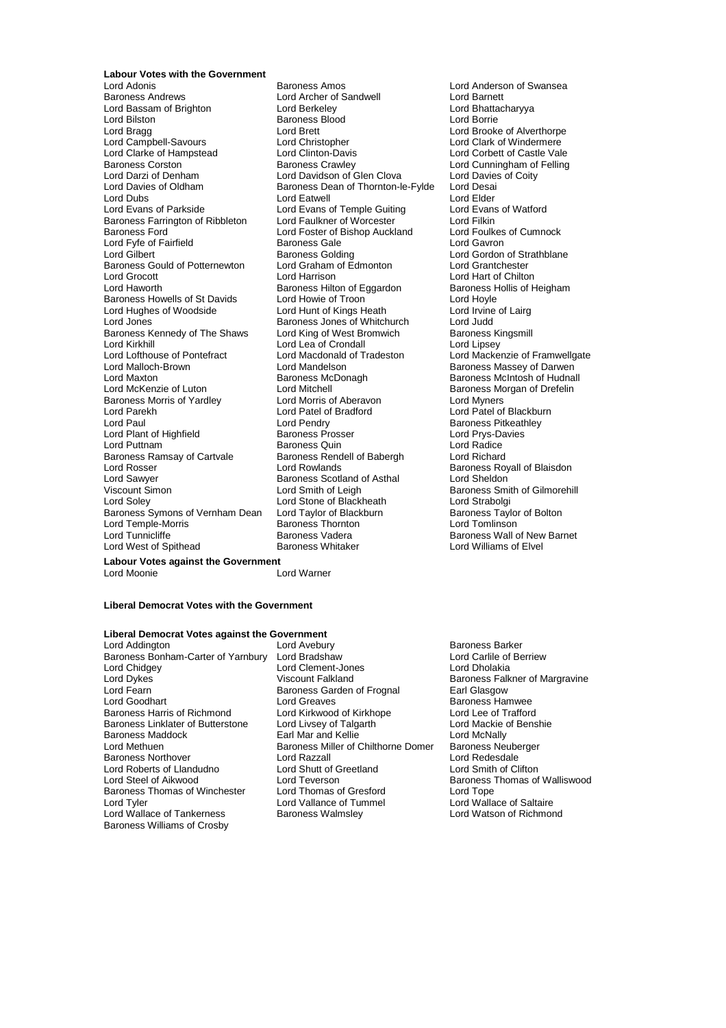**Labour Votes with the Government**

Lord Adonis
Baroness Amos
Lord Anderson of Swansea
Baroness Andrews
Lord Archer of Sandwell
Lord Barnett
Lord Bassam of Brighton
Lord Berkeley
Lord Bhattacharyya
Lord Bilston
Baroness Blood
Lord Borrie
Lord Bragg
Lord Brett
Lord Brooke of Alverthorpe
Lord Campbell-Savours
Lord Christopher
Lord Clark of Windermere
Lord Clarke of Hampstead
Lord Clinton-Davis
Lord Corbett of Castle Vale
Baroness Corston
Baroness Crawley
Lord Cunningham of Felling
Lord Darzi of Denham
Lord Davidson of Glen Clova
Lord Davies of Coity
Lord Davies of Oldham
Baroness Dean of Thornton-le-Fylde
Lord Desai
Lord Dubs
Lord Eatwell
Lord Elder
Lord Evans of Parkside
Lord Evans of Temple Guiting
Lord Evans of Watford
Baroness Farrington of Ribbleton
Lord Faulkner of Worcester
Lord Filkin
Baroness Ford
Lord Foster of Bishop Auckland
Lord Foulkes of Cumnock
Lord Fyfe of Fairfield
Baroness Gale
Lord Gavron
Lord Gilbert
Baroness Golding
Lord Gordon of Strathblane
Baroness Gould of Potternewton
Lord Graham of Edmonton
Lord Grantchester
Lord Grocott
Lord Harrison
Lord Hart of Chilton
Lord Haworth
Baroness Hilton of Eggardon
Baroness Hollis of Heigham
Baroness Howells of St Davids
Lord Howie of Troon
Lord Hoyle
Lord Hughes of Woodside
Lord Hunt of Kings Heath
Lord Irvine of Lairg
Lord Jones
Baroness Jones of Whitchurch
Lord Judd
Baroness Kennedy of The Shaws
Lord King of West Bromwich
Baroness Kingsmill
Lord Kirkhill
Lord Lea of Crondall
Lord Lipsey
Lord Lofthouse of Pontefract
Lord Macdonald of Tradeston
Lord Mackenzie of Framwellgate
Lord Malloch-Brown
Lord Mandelson
Baroness Massey of Darwen
Lord Maxton
Baroness McDonagh
Baroness McIntosh of Hudnall
Lord McKenzie of Luton
Lord Mitchell
Baroness Morgan of Drefelin
Baroness Morris of Yardley
Lord Morris of Aberavon
Lord Myners
Lord Parekh
Lord Patel of Bradford
Lord Patel of Blackburn
Lord Paul
Lord Pendry
Baroness Pitkeathley
Lord Plant of Highfield
Baroness Prosser
Lord Prys-Davies
Lord Puttnam
Baroness Quin
Lord Radice
Baroness Ramsay of Cartvale
Baroness Rendell of Babergh
Lord Richard
Lord Rosser
Lord Rowlands
Baroness Royall of Blaisdon
Lord Sawyer
Baroness Scotland of Asthal
Lord Sheldon
Viscount Simon
Lord Smith of Leigh
Baroness Smith of Gilmorehill
Lord Soley
Lord Stone of Blackheath
Lord Strabolgi
Baroness Symons of Vernham Dean
Lord Taylor of Blackburn
Baroness Taylor of Bolton
Lord Temple-Morris
Baroness Thornton
Lord Tomlinson
Lord Tunnicliffe
Baroness Vadera
Baroness Wall of New Barnet
Lord West of Spithead
Baroness Whitaker
Lord Williams of Elvel

**Labour Votes against the Government**

Lord Moonie
Lord Warner

**Liberal Democrat Votes with the Government**

**Liberal Democrat Votes against the Government**

Lord Addington
Lord Avebury
Baroness Barker
Baroness Bonham-Carter of Yarnbury
Lord Bradshaw
Lord Carlile of Berriew
Lord Chidgey
Lord Clement-Jones
Lord Dholakia
Lord Dykes
Viscount Falkland
Baroness Falkner of Margravine
Lord Fearn
Baroness Garden of Frognal
Earl Glasgow
Lord Goodhart
Lord Greaves
Baroness Hamwee
Baroness Harris of Richmond
Lord Kirkwood of Kirkhope
Lord Lee of Trafford
Baroness Linklater of Butterstone
Lord Livsey of Talgarth
Lord Mackie of Benshie
Baroness Maddock
Earl Mar and Kellie
Lord McNally
Lord Methuen
Baroness Miller of Chilthorne Domer
Baroness Neuberger
Baroness Northover
Lord Razzall
Lord Redesdale
Lord Roberts of Llandudno
Lord Shutt of Greetland
Lord Smith of Clifton
Lord Steel of Aikwood
Lord Teverson
Baroness Thomas of Walliswood
Baroness Thomas of Winchester
Lord Thomas of Gresford
Lord Tope
Lord Tyler
Lord Vallance of Tummel
Lord Wallace of Saltaire
Lord Wallace of Tankerness
Baroness Walmsley
Lord Watson of Richmond
Baroness Williams of Crosby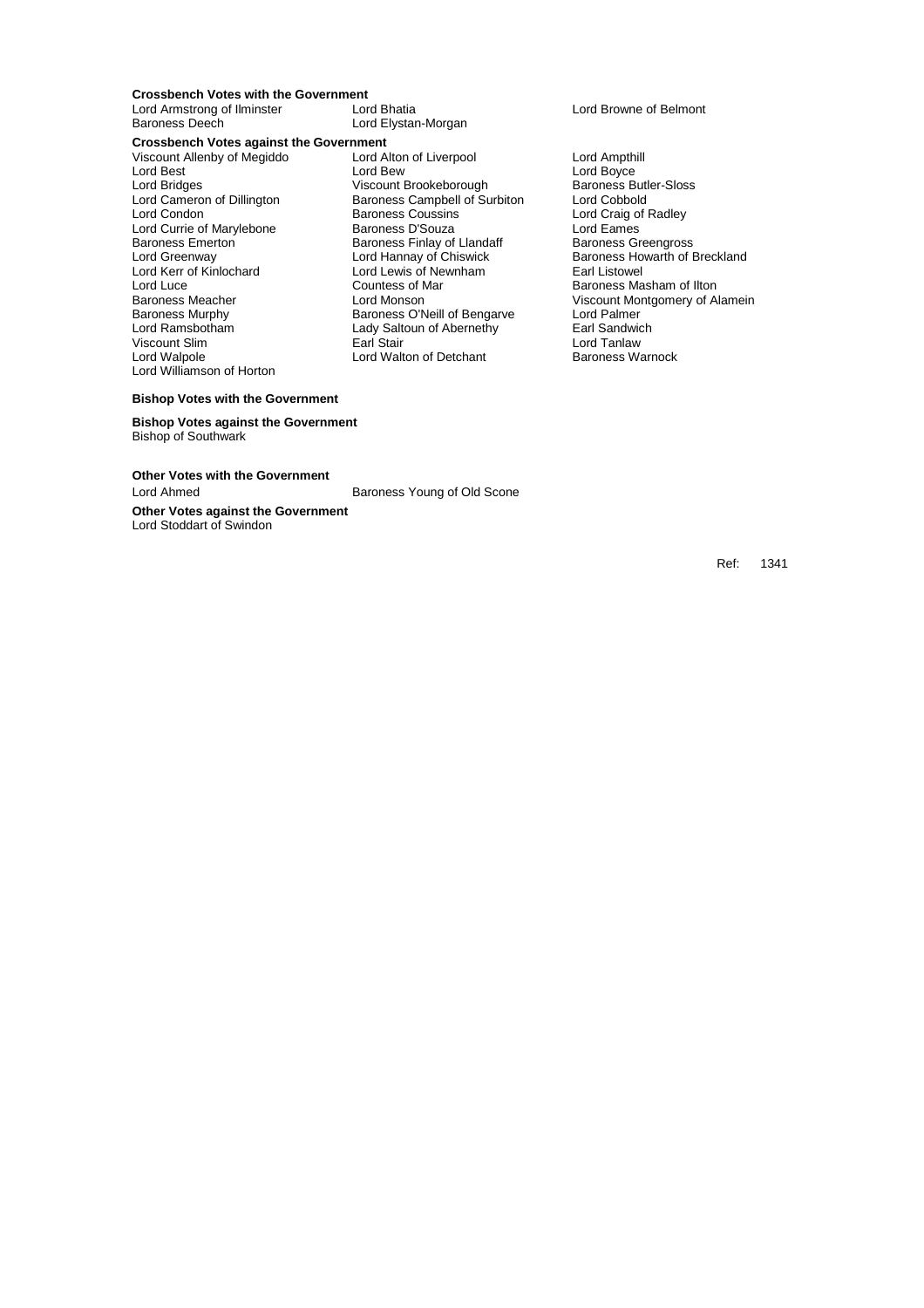**Crossbench Votes with the Government**

Lord Armstrong of Ilminster
Lord Bhatia
Lord Browne of Belmont
Baroness Deech
Lord Elystan-Morgan

**Crossbench Votes against the Government**

Viscount Allenby of Megiddo
Lord Alton of Liverpool
Lord Ampthill
Lord Best
Lord Bew
Lord Boyce
Lord Bridges
Viscount Brookeborough
Baroness Butler-Sloss
Lord Cameron of Dillington
Baroness Campbell of Surbiton
Lord Cobbold
Lord Condon
Baroness Coussins
Lord Craig of Radley
Lord Currie of Marylebone
Baroness D'Souza
Lord Eames
Baroness Emerton
Baroness Finlay of Llandaff
Baroness Greengross
Lord Greenway
Lord Hannay of Chiswick
Baroness Howarth of Breckland
Lord Kerr of Kinlochard
Lord Lewis of Newnham
Earl Listowel
Lord Luce
Countess of Mar
Baroness Masham of Ilton
Baroness Meacher
Lord Monson
Viscount Montgomery of Alamein
Baroness Murphy
Baroness O'Neill of Bengarve
Lord Palmer
Lord Ramsbotham
Lady Saltoun of Abernethy
Earl Sandwich
Viscount Slim
Earl Stair
Lord Tanlaw
Lord Walpole
Lord Walton of Detchant
Baroness Warnock
Lord Williamson of Horton

**Bishop Votes with the Government**

**Bishop Votes against the Government**

Bishop of Southwark

**Other Votes with the Government**

Lord Ahmed
Baroness Young of Old Scone

**Other Votes against the Government**

Lord Stoddart of Swindon

Ref: 1341